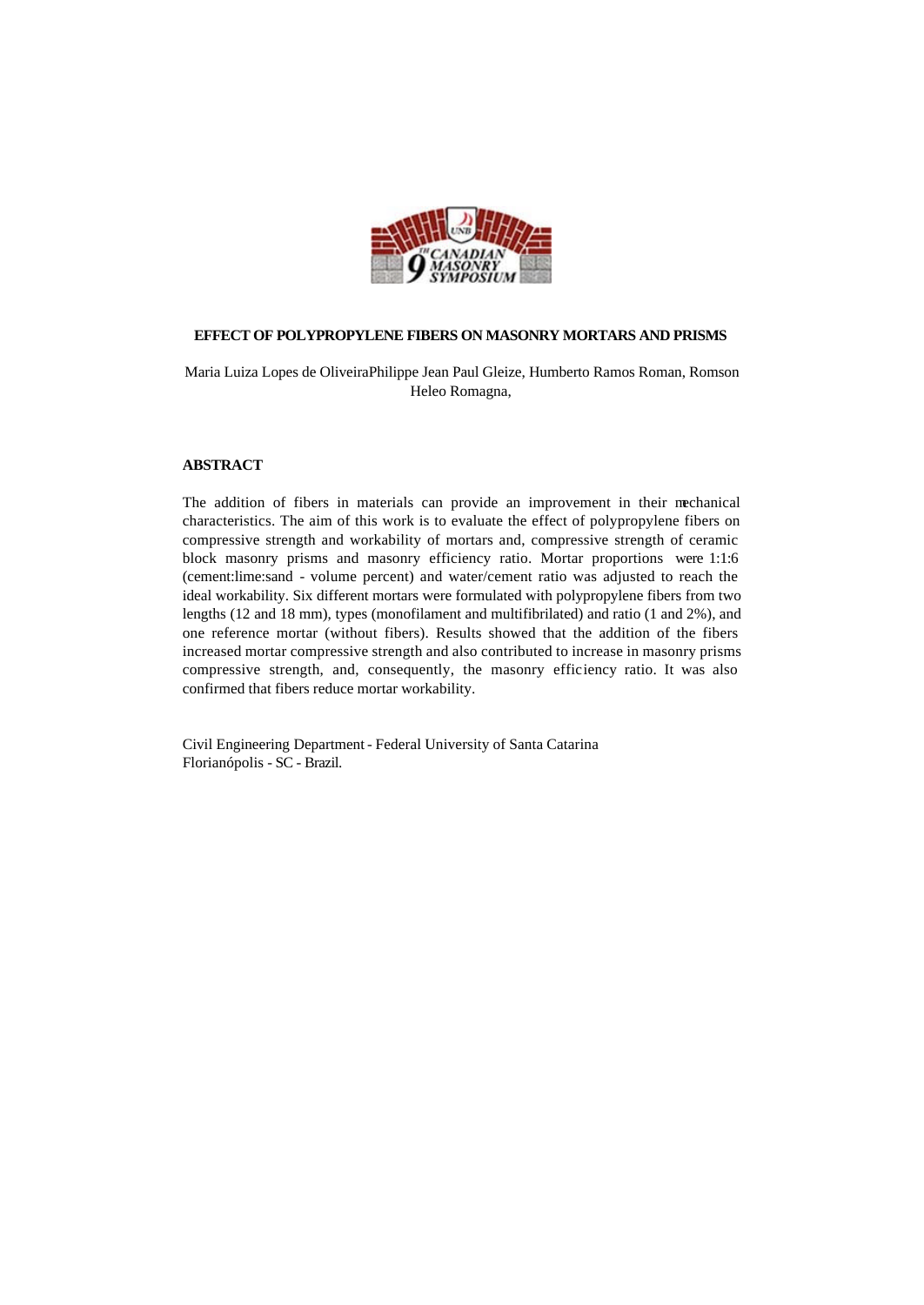# EFFECT OF POLYPROPYLENE FIBERS ON MASONRY MORTARS AND PRISMS

Maria Luiza Lopes de OliveiraPhilippe Jean Paul Gleize, Humberto Ramos Roman, Romson Heleo Romagna,

## ABSTRACT

The addition of fibers in materials can provide an improvement in their mechanical characteristics. The aim of this work is to evaluate the effect of polypropylene fibers on compressive strength and workability of mortars and, compressive strength of ceramic block masonry prisms and masonry efficiency ratio. Mortar proportions were 1:1:6 (cement:lime:sand - volume percent) and water/cement ratio was adjusted to reach the ideal workability. Six different mortars were formulated with polypropylene fibers from two lengths (12 and 18 mm), types (monofilament and multifibrilated) and ratio (1 and 2%), and one reference mortar (without fibers). Results showed that the addition of the fibers increased mortar compressive strength and also contributed to increase in masonry prisms compressive strength, and, consequently, the masonry efficiency ratio. It was also confirmed that fibers reduce mortar workability.

Civil Engineering Department - Federal University of Santa Catarina
Florianópolis - SC - Brazil.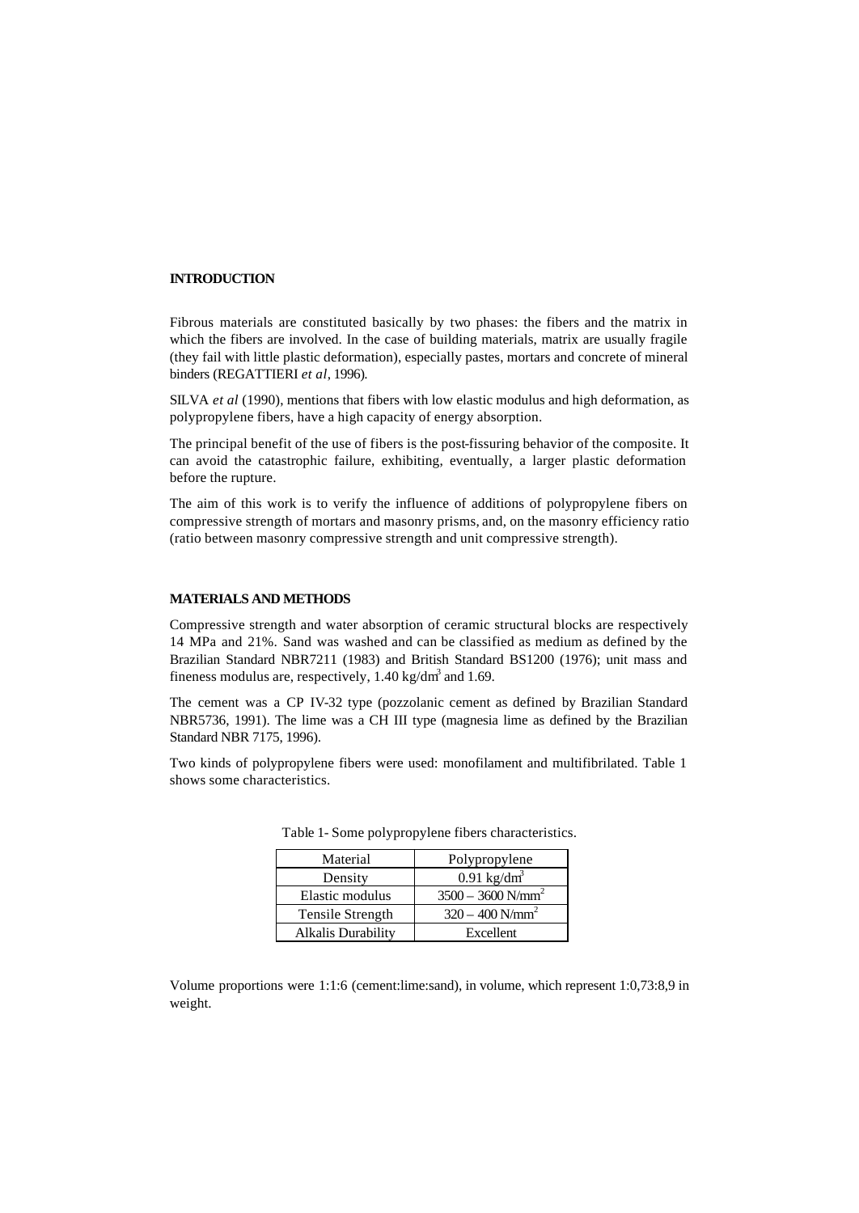## INTRODUCTION

Fibrous materials are constituted basically by two phases: the fibers and the matrix in which the fibers are involved. In the case of building materials, matrix are usually fragile (they fail with little plastic deformation), especially pastes, mortars and concrete of mineral binders (REGATTIERI *et al*, 1996).

SILVA *et al* (1990), mentions that fibers with low elastic modulus and high deformation, as polypropylene fibers, have a high capacity of energy absorption.

The principal benefit of the use of fibers is the post-fissuring behavior of the composite. It can avoid the catastrophic failure, exhibiting, eventually, a larger plastic deformation before the rupture.

The aim of this work is to verify the influence of additions of polypropylene fibers on compressive strength of mortars and masonry prisms, and, on the masonry efficiency ratio (ratio between masonry compressive strength and unit compressive strength).

## MATERIALS AND METHODS

Compressive strength and water absorption of ceramic structural blocks are respectively 14 MPa and 21%. Sand was washed and can be classified as medium as defined by the Brazilian Standard NBR7211 (1983) and British Standard BS1200 (1976); unit mass and fineness modulus are, respectively, 1.40 kg/dm$^3$ and 1.69.

The cement was a CP IV-32 type (pozzolanic cement as defined by Brazilian Standard NBR5736, 1991). The lime was a CH III type (magnesia lime as defined by the Brazilian Standard NBR 7175, 1996).

Two kinds of polypropylene fibers were used: monofilament and multifibrilated. Table 1 shows some characteristics.

Table 1- Some polypropylene fibers characteristics.

| Material | Polypropylene |
|---|---|
| Density | 0.91 kg/dm$^3$ |
| Elastic modulus | 3500 – 3600 N/mm$^2$ |
| Tensile Strength | 320 – 400 N/mm$^2$ |
| Alkalis Durability | Excellent |

Volume proportions were 1:1:6 (cement:lime:sand), in volume, which represent 1:0,73:8,9 in weight.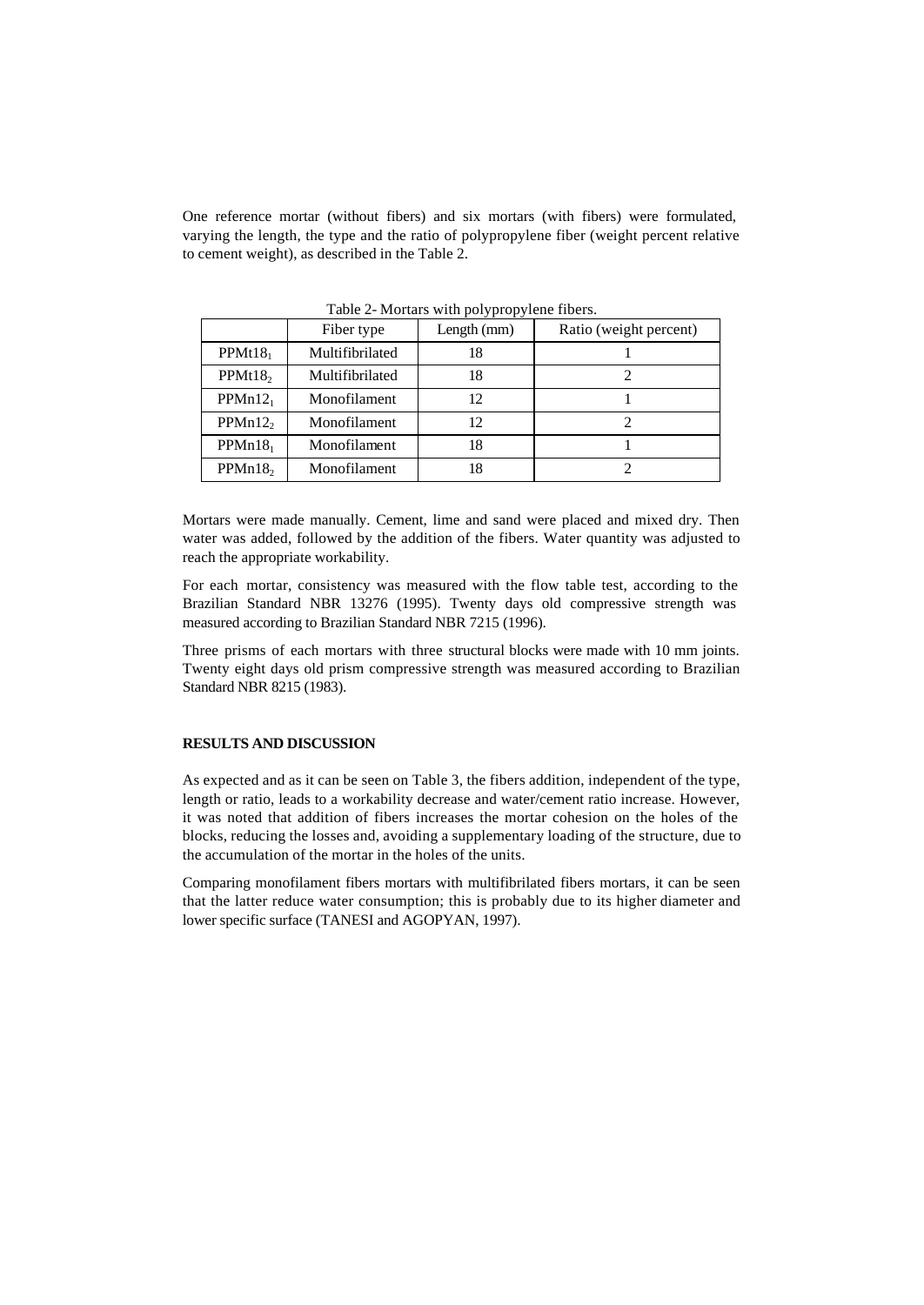One reference mortar (without fibers) and six mortars (with fibers) were formulated, varying the length, the type and the ratio of polypropylene fiber (weight percent relative to cement weight), as described in the Table 2.

Table 2- Mortars with polypropylene fibers.

| | Fiber type | Length (mm) | Ratio (weight percent) |
|---|---|---|---|
| $PPMt18_1$ | Multifibrilated | 18 | 1 |
| $PPMt18_2$ | Multifibrilated | 18 | 2 |
| $PPMn12_1$ | Monofilament | 12 | 1 |
| $PPMn12_2$ | Monofilament | 12 | 2 |
| $PPMn18_1$ | Monofilament | 18 | 1 |
| $PPMn18_2$ | Monofilament | 18 | 2 |

Mortars were made manually. Cement, lime and sand were placed and mixed dry. Then water was added, followed by the addition of the fibers. Water quantity was adjusted to reach the appropriate workability.

For each mortar, consistency was measured with the flow table test, according to the Brazilian Standard NBR 13276 (1995). Twenty days old compressive strength was measured according to Brazilian Standard NBR 7215 (1996).

Three prisms of each mortars with three structural blocks were made with 10 mm joints. Twenty eight days old prism compressive strength was measured according to Brazilian Standard NBR 8215 (1983).

## RESULTS AND DISCUSSION

As expected and as it can be seen on Table 3, the fibers addition, independent of the type, length or ratio, leads to a workability decrease and water/cement ratio increase. However, it was noted that addition of fibers increases the mortar cohesion on the holes of the blocks, reducing the losses and, avoiding a supplementary loading of the structure, due to the accumulation of the mortar in the holes of the units.

Comparing monofilament fibers mortars with multifibrilated fibers mortars, it can be seen that the latter reduce water consumption; this is probably due to its higher diameter and lower specific surface (TANESI and AGOPYAN, 1997).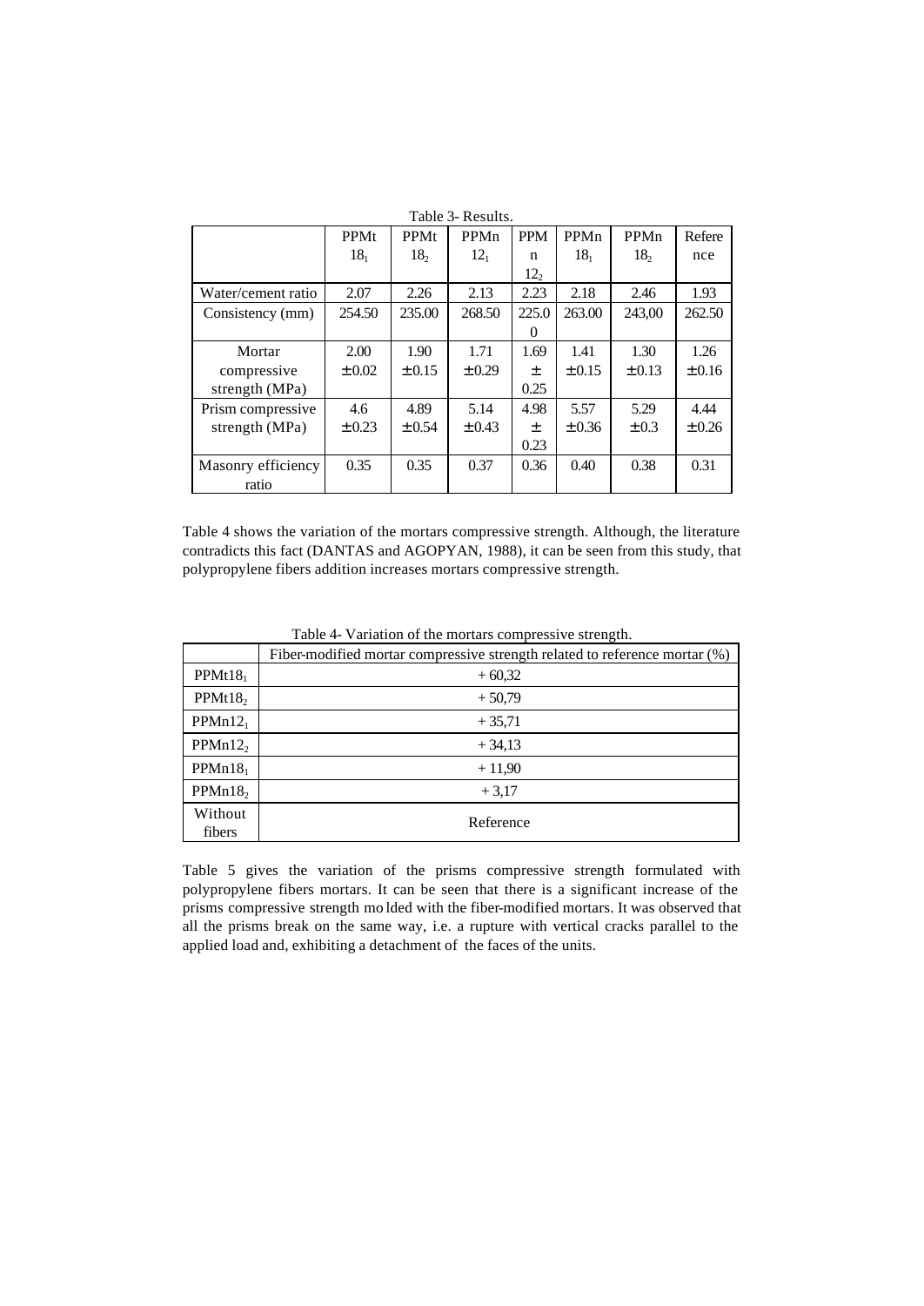Table 3- Results.

| | PPMt $18_1$ | PPMt $18_2$ | PPMn $12_1$ | PPMn $12_2$ | PPMn $18_1$ | PPMn $18_2$ | Reference |
|---|---|---|---|---|---|---|---|
| Water/cement ratio | 2.07 | 2.26 | 2.13 | 2.23 | 2.18 | 2.46 | 1.93 |
| Consistency (mm) | 254.50 | 235.00 | 268.50 | 225.00 | 263.00 | 243,00 | 262.50 |
| Mortar compressive strength (MPa) | 2.00 ± 0.02 | 1.90 ± 0.15 | 1.71 ± 0.29 | 1.69 ± 0.25 | 1.41 ± 0.15 | 1.30 ± 0.13 | 1.26 ± 0.16 |
| Prism compressive strength (MPa) | 4.6 ± 0.23 | 4.89 ± 0.54 | 5.14 ± 0.43 | 4.98 ± 0.23 | 5.57 ± 0.36 | 5.29 ± 0.3 | 4.44 ± 0.26 |
| Masonry efficiency ratio | 0.35 | 0.35 | 0.37 | 0.36 | 0.40 | 0.38 | 0.31 |

Table 4 shows the variation of the mortars compressive strength. Although, the literature contradicts this fact (DANTAS and AGOPYAN, 1988), it can be seen from this study, that polypropylene fibers addition increases mortars compressive strength.

Table 4- Variation of the mortars compressive strength.

| | Fiber-modified mortar compressive strength related to reference mortar (%) |
|---|---|
| PPMt$18_1$ | + 60,32 |
| PPMt$18_2$ | + 50,79 |
| PPMn$12_1$ | + 35,71 |
| PPMn$12_2$ | + 34,13 |
| PPMn$18_1$ | + 11,90 |
| PPMn$18_2$ | + 3,17 |
| Without fibers | Reference |

Table 5 gives the variation of the prisms compressive strength formulated with polypropylene fibers mortars. It can be seen that there is a significant increase of the prisms compressive strength molded with the fiber-modified mortars. It was observed that all the prisms break on the same way, i.e. a rupture with vertical cracks parallel to the applied load and, exhibiting a detachment of the faces of the units.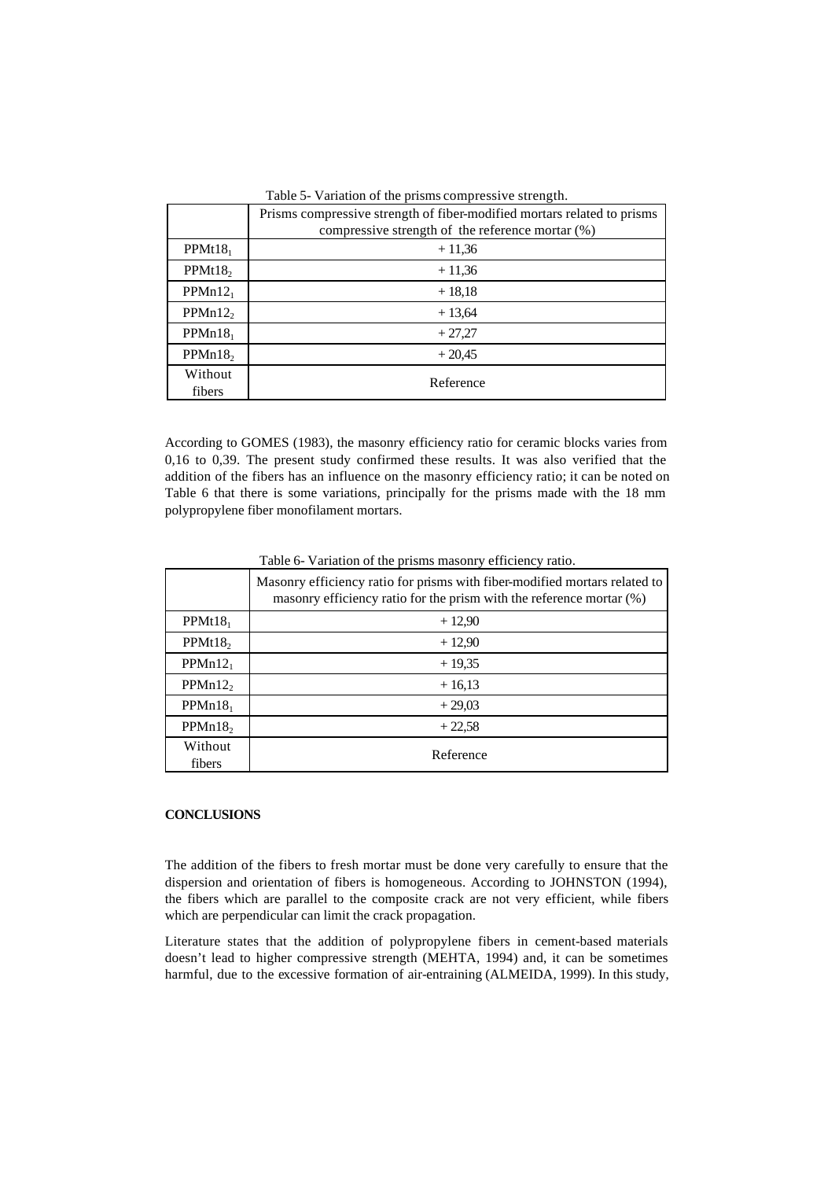Table 5- Variation of the prisms compressive strength.

| | Prisms compressive strength of fiber-modified mortars related to prisms compressive strength of the reference mortar (%) |
|---|---|
| $PPMt18_1$ | + 11,36 |
| $PPMt18_2$ | + 11,36 |
| $PPMn12_1$ | + 18,18 |
| $PPMn12_2$ | + 13,64 |
| $PPMn18_1$ | + 27,27 |
| $PPMn18_2$ | + 20,45 |
| Without fibers | Reference |

According to GOMES (1983), the masonry efficiency ratio for ceramic blocks varies from 0,16 to 0,39. The present study confirmed these results. It was also verified that the addition of the fibers has an influence on the masonry efficiency ratio; it can be noted on Table 6 that there is some variations, principally for the prisms made with the 18 mm polypropylene fiber monofilament mortars.

Table 6- Variation of the prisms masonry efficiency ratio.

| | Masonry efficiency ratio for prisms with fiber-modified mortars related to masonry efficiency ratio for the prism with the reference mortar (%) |
|---|---|
| $PPMt18_1$ | + 12,90 |
| $PPMt18_2$ | + 12,90 |
| $PPMn12_1$ | + 19,35 |
| $PPMn12_2$ | + 16,13 |
| $PPMn18_1$ | + 29,03 |
| $PPMn18_2$ | + 22,58 |
| Without fibers | Reference |

**CONCLUSIONS**

The addition of the fibers to fresh mortar must be done very carefully to ensure that the dispersion and orientation of fibers is homogeneous. According to JOHNSTON (1994), the fibers which are parallel to the composite crack are not very efficient, while fibers which are perpendicular can limit the crack propagation.

Literature states that the addition of polypropylene fibers in cement-based materials doesn't lead to higher compressive strength (MEHTA, 1994) and, it can be sometimes harmful, due to the excessive formation of air-entraining (ALMEIDA, 1999). In this study,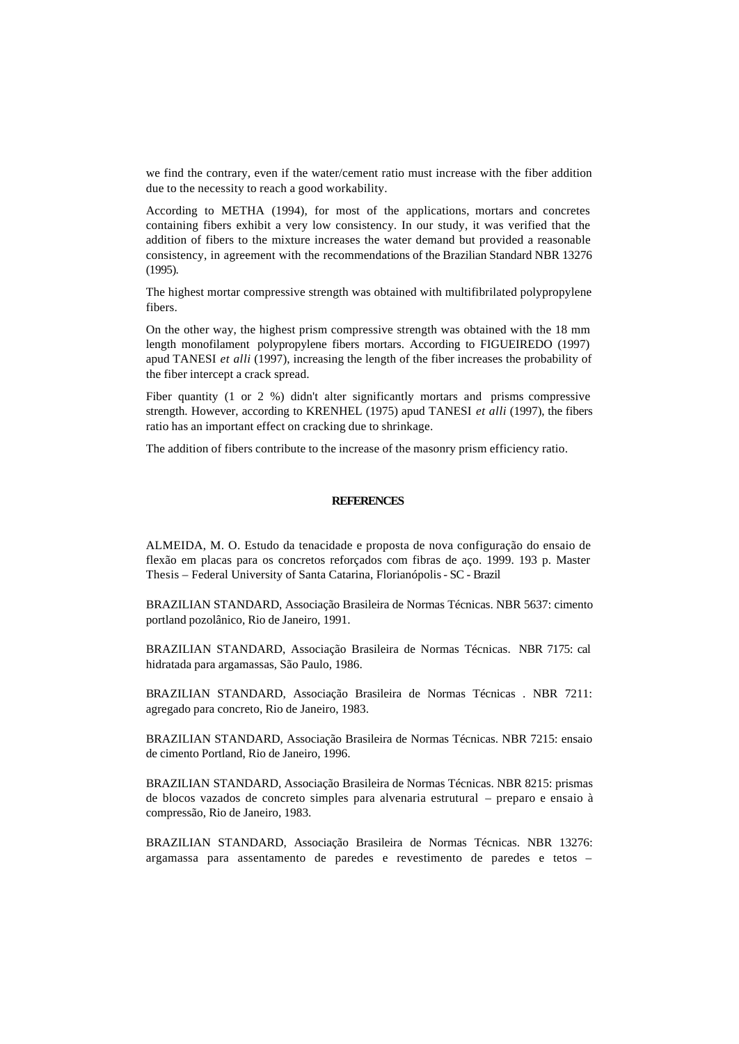we find the contrary, even if the water/cement ratio must increase with the fiber addition due to the necessity to reach a good workability.

According to METHA (1994), for most of the applications, mortars and concretes containing fibers exhibit a very low consistency. In our study, it was verified that the addition of fibers to the mixture increases the water demand but provided a reasonable consistency, in agreement with the recommendations of the Brazilian Standard NBR 13276 (1995).

The highest mortar compressive strength was obtained with multifibrilated polypropylene fibers.

On the other way, the highest prism compressive strength was obtained with the 18 mm length monofilament polypropylene fibers mortars. According to FIGUEIREDO (1997) apud TANESI *et alli* (1997), increasing the length of the fiber increases the probability of the fiber intercept a crack spread.

Fiber quantity (1 or 2 %) didn't alter significantly mortars and prisms compressive strength. However, according to KRENHEL (1975) apud TANESI *et alli* (1997), the fibers ratio has an important effect on cracking due to shrinkage.

The addition of fibers contribute to the increase of the masonry prism efficiency ratio.

## REFERENCES

ALMEIDA, M. O. Estudo da tenacidade e proposta de nova configuração do ensaio de flexão em placas para os concretos reforçados com fibras de aço. 1999. 193 p. Master Thesis – Federal University of Santa Catarina, Florianópolis - SC - Brazil

BRAZILIAN STANDARD, Associação Brasileira de Normas Técnicas. NBR 5637: cimento portland pozolânico, Rio de Janeiro, 1991.

BRAZILIAN STANDARD, Associação Brasileira de Normas Técnicas. NBR 7175: cal hidratada para argamassas, São Paulo, 1986.

BRAZILIAN STANDARD, Associação Brasileira de Normas Técnicas . NBR 7211: agregado para concreto, Rio de Janeiro, 1983.

BRAZILIAN STANDARD, Associação Brasileira de Normas Técnicas. NBR 7215: ensaio de cimento Portland, Rio de Janeiro, 1996.

BRAZILIAN STANDARD, Associação Brasileira de Normas Técnicas. NBR 8215: prismas de blocos vazados de concreto simples para alvenaria estrutural – preparo e ensaio à compressão, Rio de Janeiro, 1983.

BRAZILIAN STANDARD, Associação Brasileira de Normas Técnicas. NBR 13276: argamassa para assentamento de paredes e revestimento de paredes e tetos –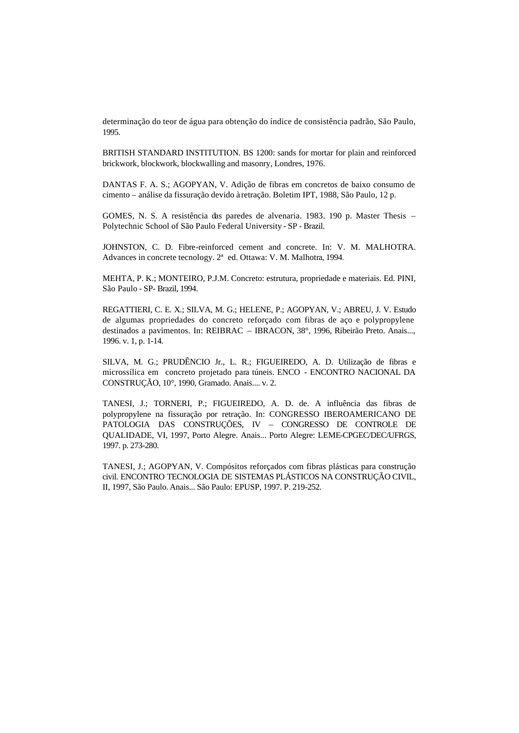determinação do teor de água para obtenção do índice de consistência padrão, São Paulo, 1995.

BRITISH STANDARD INSTITUTION. BS 1200: sands for mortar for plain and reinforced brickwork, blockwork, blockwalling and masonry, Londres, 1976.

DANTAS F. A. S.; AGOPYAN, V. Adição de fibras em concretos de baixo consumo de cimento – análise da fissuração devido à retração. Boletim IPT, 1988, São Paulo, 12 p.

GOMES, N. S. A resistência das paredes de alvenaria. 1983. 190 p. Master Thesis – Polytechnic School of São Paulo Federal University - SP - Brazil.

JOHNSTON, C. D. Fibre-reinforced cement and concrete. In: V. M. MALHOTRA. Advances in concrete tecnology. 2ª ed. Ottawa: V. M. Malhotra, 1994.

MEHTA, P. K.; MONTEIRO, P.J.M. Concreto: estrutura, propriedade e materiais. Ed. PINI, São Paulo - SP- Brazil, 1994.

REGATTIERI, C. E. X.; SILVA, M. G.; HELENE, P.; AGOPYAN, V.; ABREU, J. V. Estudo de algumas propriedades do concreto reforçado com fibras de aço e polypropylene destinados a pavimentos. In: REIBRAC – IBRACON, 38°, 1996, Ribeirão Preto. Anais..., 1996. v. 1, p. 1-14.

SILVA, M. G.; PRUDÊNCIO Jr., L. R.; FIGUEIREDO, A. D. Utilização de fibras e microssílica em concreto projetado para túneis. ENCO - ENCONTRO NACIONAL DA CONSTRUÇÃO, 10°, 1990, Gramado. Anais.... v. 2.

TANESI, J.; TORNERI, P.; FIGUEIREDO, A. D. de. A influência das fibras de polypropylene na fissuração por retração. In: CONGRESSO IBEROAMERICANO DE PATOLOGIA DAS CONSTRUÇÕES, IV – CONGRESSO DE CONTROLE DE QUALIDADE, VI, 1997, Porto Alegre. Anais... Porto Alegre: LEME-CPGEC/DEC/UFRGS, 1997. p. 273-280.

TANESI, J.; AGOPYAN, V. Compósitos reforçados com fibras plásticas para construção civil. ENCONTRO TECNOLOGIA DE SISTEMAS PLÁSTICOS NA CONSTRUÇÃO CIVIL, II, 1997, São Paulo. Anais... São Paulo: EPUSP, 1997. P. 219-252.